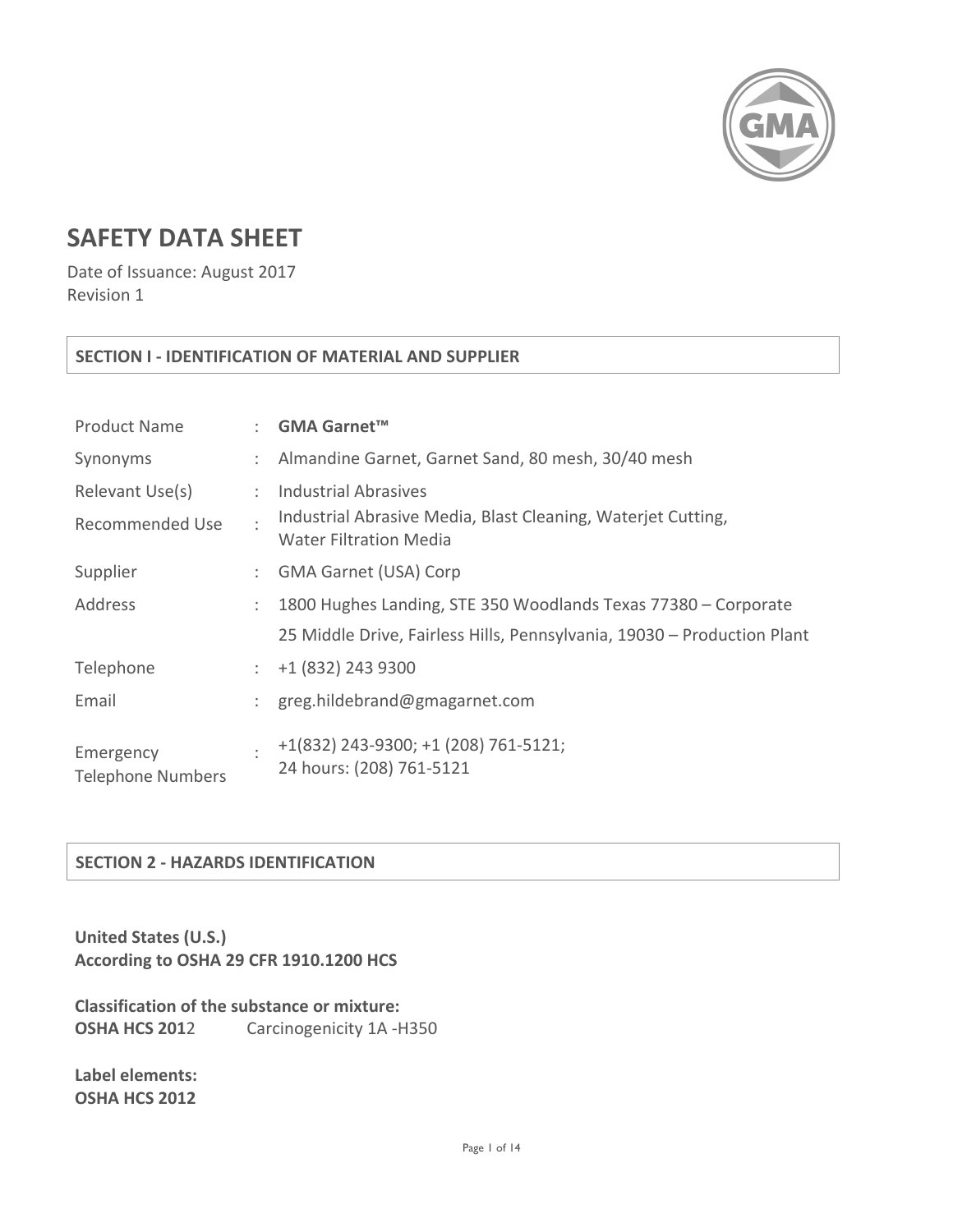# SAFETY DATA SHEET

Date of Issuance: August 2017
Revision 1

## SECTION I - IDENTIFICATION OF MATERIAL AND SUPPLIER

| | | |
|---|---|---|
| Product Name | : | **GMA Garnet™** |
| Synonyms | : | Almandine Garnet, Garnet Sand, 80 mesh, 30/40 mesh |
| Relevant Use(s) | : | Industrial Abrasives |
| Recommended Use | : | Industrial Abrasive Media, Blast Cleaning, Waterjet Cutting, Water Filtration Media |
| Supplier | : | GMA Garnet (USA) Corp |
| Address | : | 1800 Hughes Landing, STE 350 Woodlands Texas 77380 – Corporate<br>25 Middle Drive, Fairless Hills, Pennsylvania, 19030 – Production Plant |
| Telephone | : | +1 (832) 243 9300 |
| Email | : | greg.hildebrand@gmagarnet.com |
| Emergency Telephone Numbers | : | +1(832) 243-9300; +1 (208) 761-5121;<br>24 hours: (208) 761-5121 |

## SECTION 2 - HAZARDS IDENTIFICATION

**United States (U.S.)**
**According to OSHA 29 CFR 1910.1200 HCS**

**Classification of the substance or mixture:**
**OSHA HCS 2012** Carcinogenicity 1A -H350

**Label elements:**
**OSHA HCS 2012**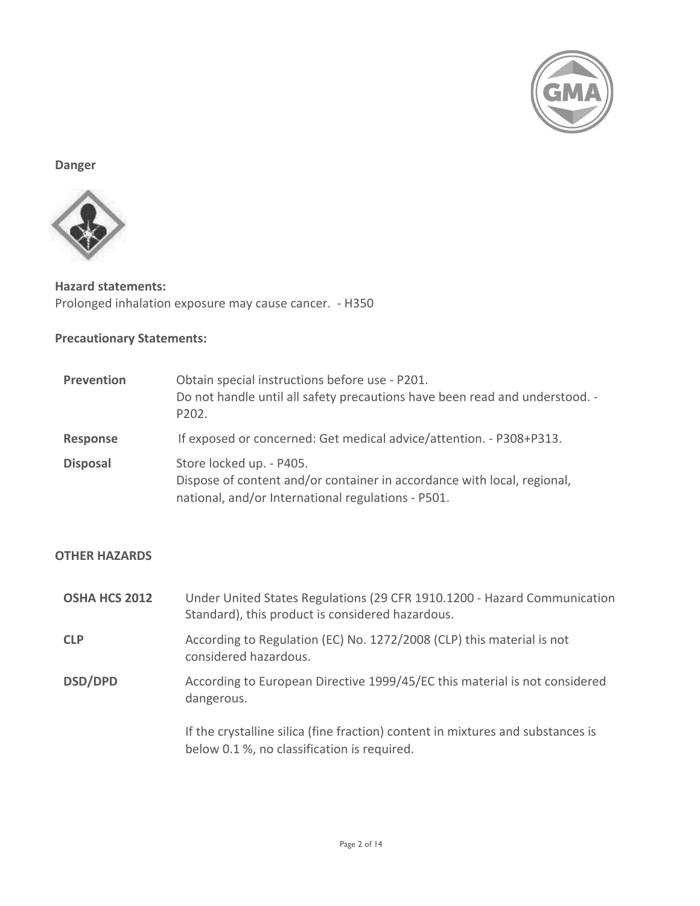**Danger**

**Hazard statements:**
Prolonged inhalation exposure may cause cancer. - H350

**Precautionary Statements:**

| | |
|---|---|
| **Prevention** | Obtain special instructions before use - P201. Do not handle until all safety precautions have been read and understood. - P202. |
| **Response** | If exposed or concerned: Get medical advice/attention. - P308+P313. |
| **Disposal** | Store locked up. - P405. Dispose of content and/or container in accordance with local, regional, national, and/or International regulations - P501. |

**OTHER HAZARDS**

| | |
|---|---|
| **OSHA HCS 2012** | Under United States Regulations (29 CFR 1910.1200 - Hazard Communication Standard), this product is considered hazardous. |
| **CLP** | According to Regulation (EC) No. 1272/2008 (CLP) this material is not considered hazardous. |
| **DSD/DPD** | According to European Directive 1999/45/EC this material is not considered dangerous. |

If the crystalline silica (fine fraction) content in mixtures and substances is below 0.1 %, no classification is required.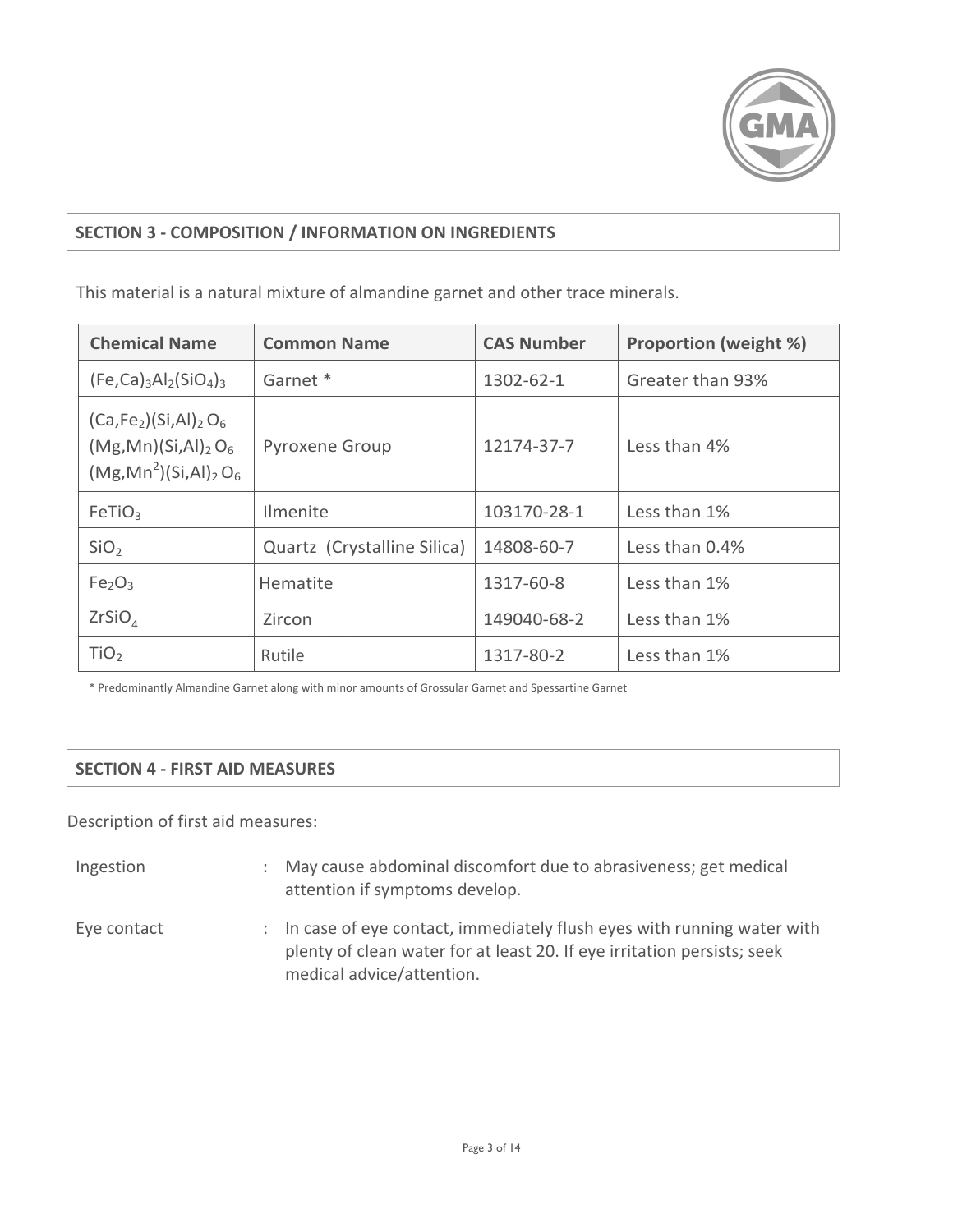## SECTION 3 - COMPOSITION / INFORMATION ON INGREDIENTS

This material is a natural mixture of almandine garnet and other trace minerals.

| Chemical Name | Common Name | CAS Number | Proportion (weight %) |
|---|---|---|---|
| $(Fe,Ca)_3Al_2(SiO_4)_3$ | Garnet * | 1302-62-1 | Greater than 93% |
| $(Ca,Fe_2)(Si,Al)_2O_6$ $(Mg,Mn)(Si,Al)_2O_6$ $(Mg,Mn^2)(Si,Al)_2O_6$ | Pyroxene Group | 12174-37-7 | Less than 4% |
| $FeTiO_3$ | Ilmenite | 103170-28-1 | Less than 1% |
| $SiO_2$ | Quartz (Crystalline Silica) | 14808-60-7 | Less than 0.4% |
| $Fe_2O_3$ | Hematite | 1317-60-8 | Less than 1% |
| $ZrSiO_4$ | Zircon | 149040-68-2 | Less than 1% |
| $TiO_2$ | Rutile | 1317-80-2 | Less than 1% |

* Predominantly Almandine Garnet along with minor amounts of Grossular Garnet and Spessartine Garnet

## SECTION 4 - FIRST AID MEASURES

Description of first aid measures:

Ingestion : May cause abdominal discomfort due to abrasiveness; get medical attention if symptoms develop.

Eye contact : In case of eye contact, immediately flush eyes with running water with plenty of clean water for at least 20. If eye irritation persists; seek medical advice/attention.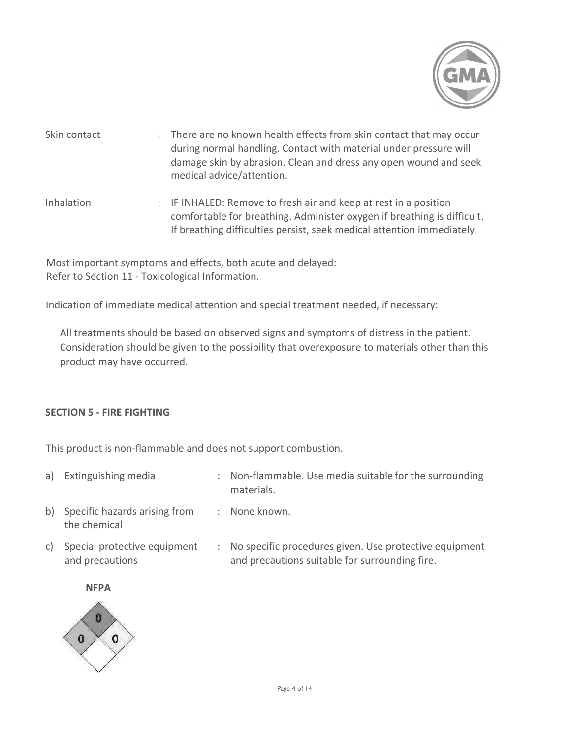| | | |
|---|---|---|
| Skin contact | : | There are no known health effects from skin contact that may occur during normal handling. Contact with material under pressure will damage skin by abrasion. Clean and dress any open wound and seek medical advice/attention. |
| Inhalation | : | IF INHALED: Remove to fresh air and keep at rest in a position comfortable for breathing. Administer oxygen if breathing is difficult. If breathing difficulties persist, seek medical attention immediately. |

Most important symptoms and effects, both acute and delayed:
Refer to Section 11 - Toxicological Information.

Indication of immediate medical attention and special treatment needed, if necessary:

All treatments should be based on observed signs and symptoms of distress in the patient. Consideration should be given to the possibility that overexposure to materials other than this product may have occurred.

## SECTION 5 - FIRE FIGHTING

This product is non-flammable and does not support combustion.

| | | | |
|---|---|---|---|
| a) | Extinguishing media | : | Non-flammable. Use media suitable for the surrounding materials. |
| b) | Specific hazards arising from the chemical | : | None known. |
| c) | Special protective equipment and precautions | : | No specific procedures given. Use protective equipment and precautions suitable for surrounding fire. |

**NFPA**

0

0 0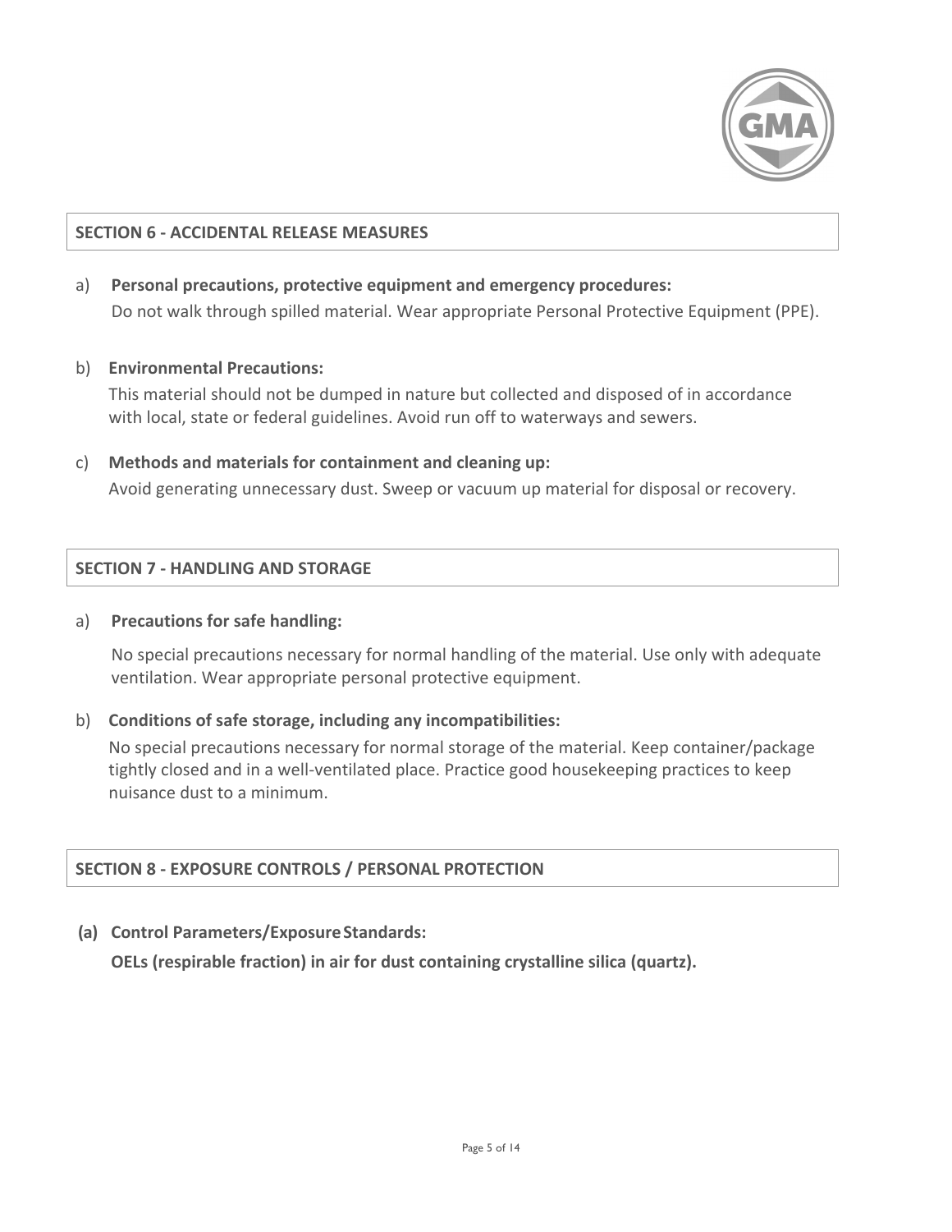## SECTION 6 - ACCIDENTAL RELEASE MEASURES

a) **Personal precautions, protective equipment and emergency procedures:**
Do not walk through spilled material. Wear appropriate Personal Protective Equipment (PPE).

b) **Environmental Precautions:**
This material should not be dumped in nature but collected and disposed of in accordance with local, state or federal guidelines. Avoid run off to waterways and sewers.

c) **Methods and materials for containment and cleaning up:**
Avoid generating unnecessary dust. Sweep or vacuum up material for disposal or recovery.

## SECTION 7 - HANDLING AND STORAGE

a) **Precautions for safe handling:**
No special precautions necessary for normal handling of the material. Use only with adequate ventilation. Wear appropriate personal protective equipment.

b) **Conditions of safe storage, including any incompatibilities:**
No special precautions necessary for normal storage of the material. Keep container/package tightly closed and in a well-ventilated place. Practice good housekeeping practices to keep nuisance dust to a minimum.

## SECTION 8 - EXPOSURE CONTROLS / PERSONAL PROTECTION

**(a) Control Parameters/Exposure Standards:**

**OELs (respirable fraction) in air for dust containing crystalline silica (quartz).**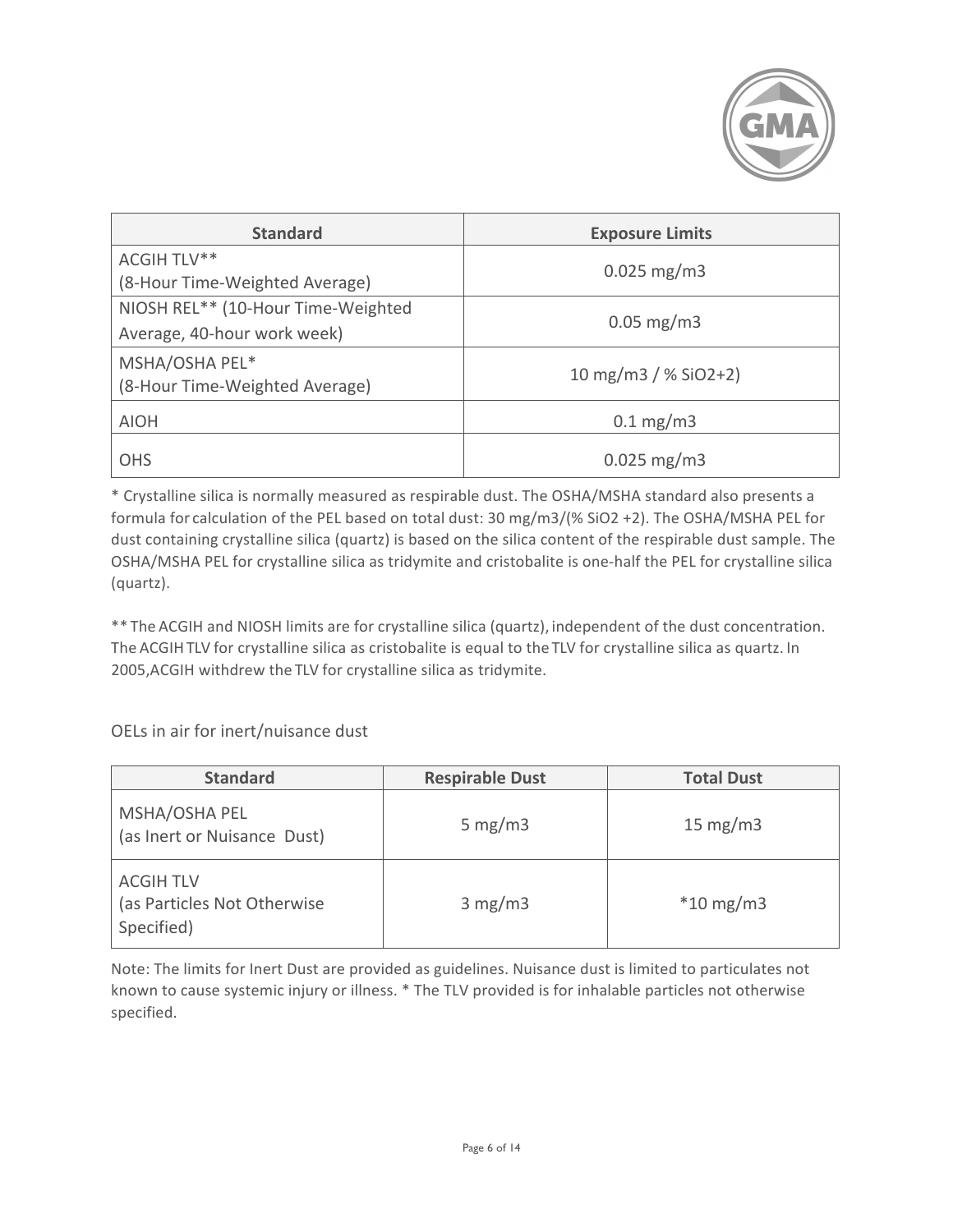| Standard | Exposure Limits |
|---|---|
| ACGIH TLV** (8-Hour Time-Weighted Average) | 0.025 mg/m3 |
| NIOSH REL** (10-Hour Time-Weighted Average, 40-hour work week) | 0.05 mg/m3 |
| MSHA/OSHA PEL* (8-Hour Time-Weighted Average) | 10 mg/m3 / % SiO2+2) |
| AIOH | 0.1 mg/m3 |
| OHS | 0.025 mg/m3 |

* Crystalline silica is normally measured as respirable dust. The OSHA/MSHA standard also presents a formula for calculation of the PEL based on total dust: 30 mg/m3/(% SiO2 +2). The OSHA/MSHA PEL for dust containing crystalline silica (quartz) is based on the silica content of the respirable dust sample. The OSHA/MSHA PEL for crystalline silica as tridymite and cristobalite is one-half the PEL for crystalline silica (quartz).

** The ACGIH and NIOSH limits are for crystalline silica (quartz), independent of the dust concentration. The ACGIH TLV for crystalline silica as cristobalite is equal to the TLV for crystalline silica as quartz. In 2005,ACGIH withdrew the TLV for crystalline silica as tridymite.

OELs in air for inert/nuisance dust

| Standard | Respirable Dust | Total Dust |
|---|---|---|
| MSHA/OSHA PEL (as Inert or Nuisance Dust) | 5 mg/m3 | 15 mg/m3 |
| ACGIH TLV (as Particles Not Otherwise Specified) | 3 mg/m3 | *10 mg/m3 |

Note: The limits for Inert Dust are provided as guidelines. Nuisance dust is limited to particulates not known to cause systemic injury or illness. * The TLV provided is for inhalable particles not otherwise specified.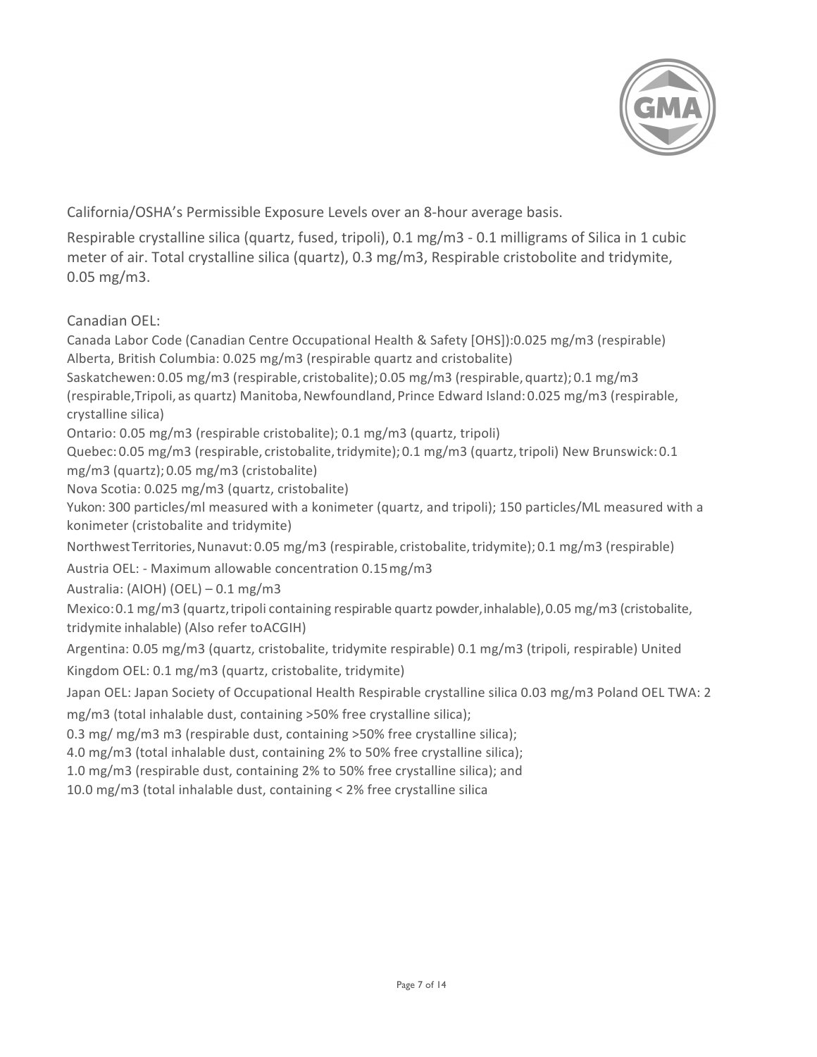California/OSHA's Permissible Exposure Levels over an 8-hour average basis.

Respirable crystalline silica (quartz, fused, tripoli), 0.1 mg/m3 - 0.1 milligrams of Silica in 1 cubic meter of air. Total crystalline silica (quartz), 0.3 mg/m3, Respirable cristobolite and tridymite, 0.05 mg/m3.

Canadian OEL:

Canada Labor Code (Canadian Centre Occupational Health & Safety [OHS]):0.025 mg/m3 (respirable)
Alberta, British Columbia: 0.025 mg/m3 (respirable quartz and cristobalite)
Saskatchewen: 0.05 mg/m3 (respirable, cristobalite); 0.05 mg/m3 (respirable, quartz); 0.1 mg/m3 (respirable,Tripoli, as quartz) Manitoba, Newfoundland, Prince Edward Island: 0.025 mg/m3 (respirable, crystalline silica)
Ontario: 0.05 mg/m3 (respirable cristobalite); 0.1 mg/m3 (quartz, tripoli)
Quebec: 0.05 mg/m3 (respirable, cristobalite, tridymite); 0.1 mg/m3 (quartz, tripoli) New Brunswick: 0.1 mg/m3 (quartz); 0.05 mg/m3 (cristobalite)
Nova Scotia: 0.025 mg/m3 (quartz, cristobalite)
Yukon: 300 particles/ml measured with a konimeter (quartz, and tripoli); 150 particles/ML measured with a konimeter (cristobalite and tridymite)
Northwest Territories, Nunavut: 0.05 mg/m3 (respirable, cristobalite, tridymite); 0.1 mg/m3 (respirable)
Austria OEL: - Maximum allowable concentration 0.15 mg/m3
Australia: (AIOH) (OEL) – 0.1 mg/m3
Mexico: 0.1 mg/m3 (quartz, tripoli containing respirable quartz powder, inhalable), 0.05 mg/m3 (cristobalite, tridymite inhalable) (Also refer to ACGIH)
Argentina: 0.05 mg/m3 (quartz, cristobalite, tridymite respirable) 0.1 mg/m3 (tripoli, respirable) United Kingdom OEL: 0.1 mg/m3 (quartz, cristobalite, tridymite)
Japan OEL: Japan Society of Occupational Health Respirable crystalline silica 0.03 mg/m3 Poland OEL TWA: 2 mg/m3 (total inhalable dust, containing >50% free crystalline silica);
0.3 mg/ mg/m3 m3 (respirable dust, containing >50% free crystalline silica);
4.0 mg/m3 (total inhalable dust, containing 2% to 50% free crystalline silica);
1.0 mg/m3 (respirable dust, containing 2% to 50% free crystalline silica); and
10.0 mg/m3 (total inhalable dust, containing < 2% free crystalline silica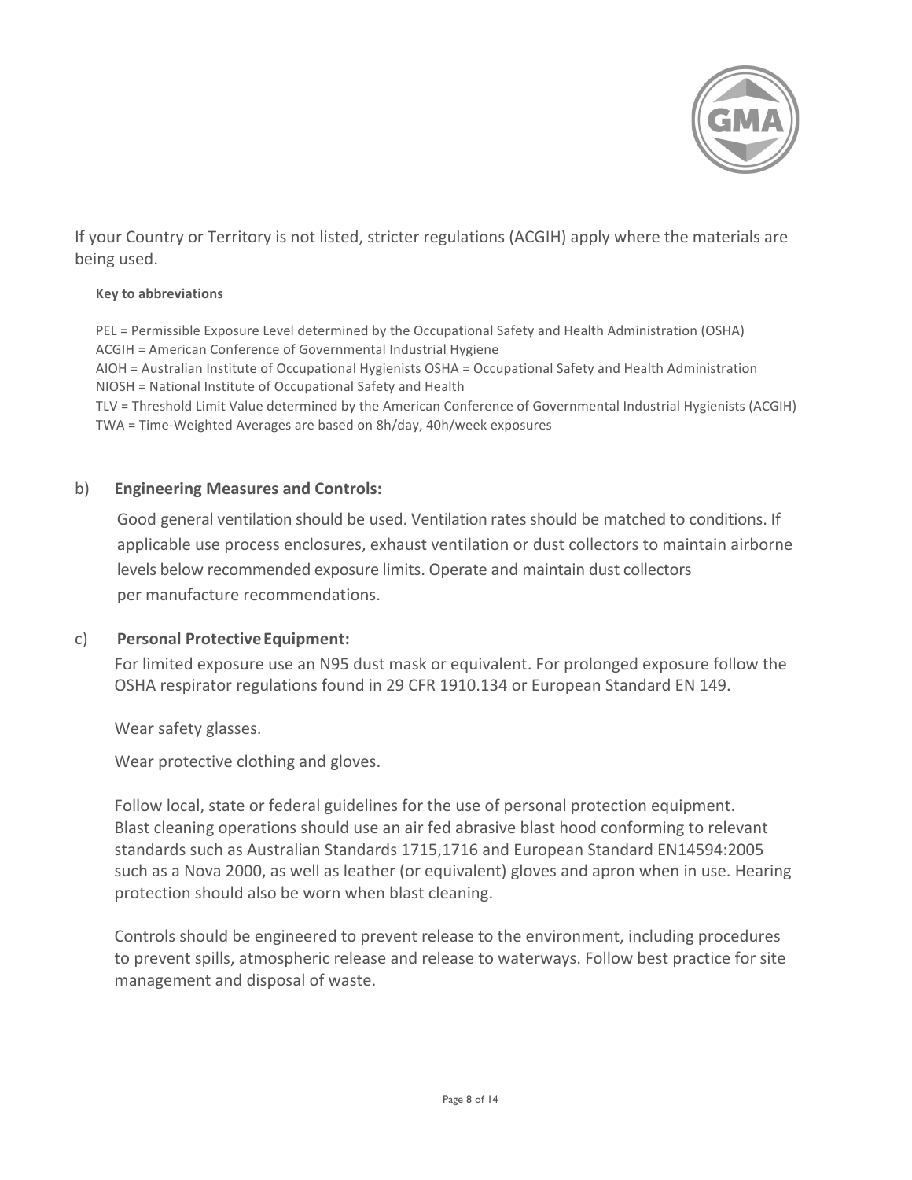If your Country or Territory is not listed, stricter regulations (ACGIH) apply where the materials are being used.

**Key to abbreviations**

PEL = Permissible Exposure Level determined by the Occupational Safety and Health Administration (OSHA)
ACGIH = American Conference of Governmental Industrial Hygiene
AIOH = Australian Institute of Occupational Hygienists OSHA = Occupational Safety and Health Administration
NIOSH = National Institute of Occupational Safety and Health
TLV = Threshold Limit Value determined by the American Conference of Governmental Industrial Hygienists (ACGIH)
TWA = Time-Weighted Averages are based on 8h/day, 40h/week exposures

b) **Engineering Measures and Controls:**

Good general ventilation should be used. Ventilation rates should be matched to conditions. If applicable use process enclosures, exhaust ventilation or dust collectors to maintain airborne levels below recommended exposure limits. Operate and maintain dust collectors per manufacture recommendations.

c) **Personal Protective Equipment:**

For limited exposure use an N95 dust mask or equivalent. For prolonged exposure follow the OSHA respirator regulations found in 29 CFR 1910.134 or European Standard EN 149.

Wear safety glasses.

Wear protective clothing and gloves.

Follow local, state or federal guidelines for the use of personal protection equipment. Blast cleaning operations should use an air fed abrasive blast hood conforming to relevant standards such as Australian Standards 1715,1716 and European Standard EN14594:2005 such as a Nova 2000, as well as leather (or equivalent) gloves and apron when in use. Hearing protection should also be worn when blast cleaning.

Controls should be engineered to prevent release to the environment, including procedures to prevent spills, atmospheric release and release to waterways. Follow best practice for site management and disposal of waste.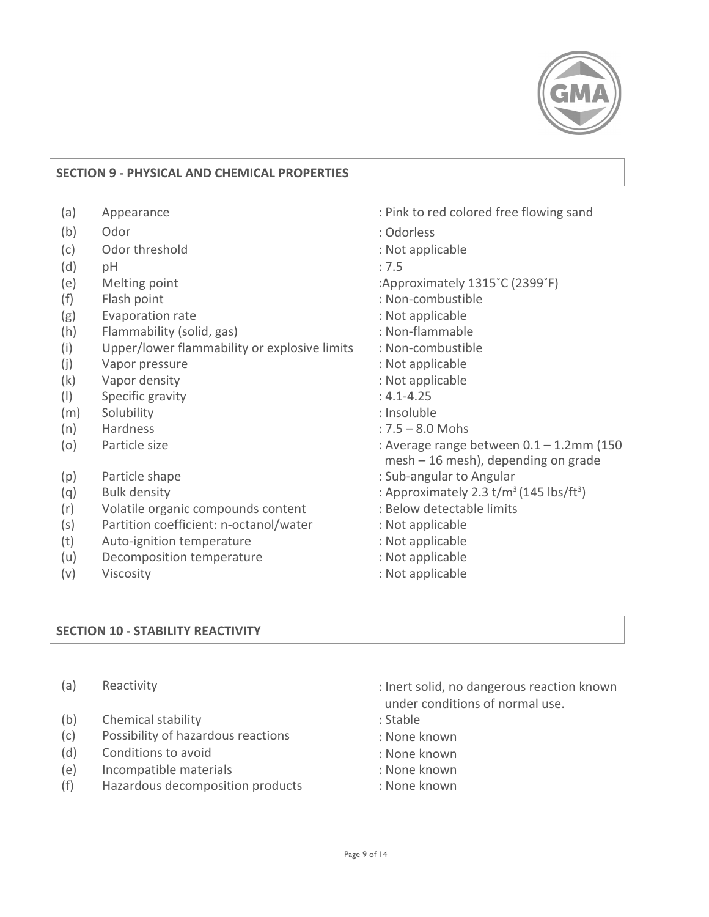## SECTION 9 - PHYSICAL AND CHEMICAL PROPERTIES

| | | |
|---|---|---|
| (a) | Appearance | : Pink to red colored free flowing sand |
| (b) | Odor | : Odorless |
| (c) | Odor threshold | : Not applicable |
| (d) | pH | : 7.5 |
| (e) | Melting point | :Approximately 1315˚C (2399˚F) |
| (f) | Flash point | : Non-combustible |
| (g) | Evaporation rate | : Not applicable |
| (h) | Flammability (solid, gas) | : Non-flammable |
| (i) | Upper/lower flammability or explosive limits | : Non-combustible |
| (j) | Vapor pressure | : Not applicable |
| (k) | Vapor density | : Not applicable |
| (l) | Specific gravity | : 4.1-4.25 |
| (m) | Solubility | : Insoluble |
| (n) | Hardness | : 7.5 – 8.0 Mohs |
| (o) | Particle size | : Average range between 0.1 – 1.2mm (150 mesh – 16 mesh), depending on grade |
| (p) | Particle shape | : Sub-angular to Angular |
| (q) | Bulk density | : Approximately 2.3 $t/m^3$ (145 $lbs/ft^3$) |
| (r) | Volatile organic compounds content | : Below detectable limits |
| (s) | Partition coefficient: n-octanol/water | : Not applicable |
| (t) | Auto-ignition temperature | : Not applicable |
| (u) | Decomposition temperature | : Not applicable |
| (v) | Viscosity | : Not applicable |

## SECTION 10 - STABILITY REACTIVITY

| | | |
|---|---|---|
| (a) | Reactivity | : Inert solid, no dangerous reaction known under conditions of normal use. |
| (b) | Chemical stability | : Stable |
| (c) | Possibility of hazardous reactions | : None known |
| (d) | Conditions to avoid | : None known |
| (e) | Incompatible materials | : None known |
| (f) | Hazardous decomposition products | : None known |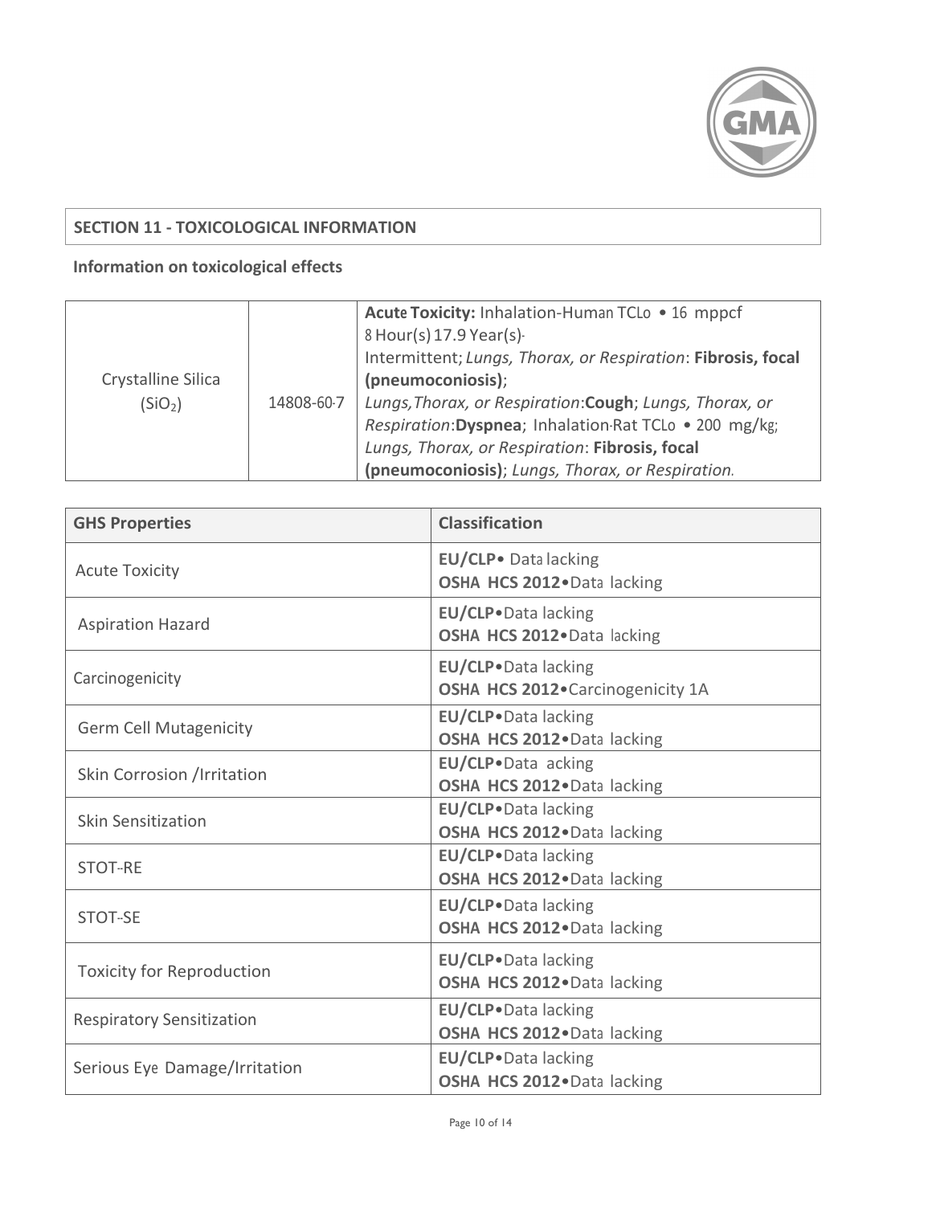## SECTION 11 - TOXICOLOGICAL INFORMATION

### Information on toxicological effects

| | | |
|---|---|---|
| Crystalline Silica ($SiO_2$) | 14808-60-7 | **Acute Toxicity:** Inhalation-Human TCLo • 16 mppcf 8 Hour(s) 17.9 Year(s)- Intermittent; *Lungs, Thorax, or Respiration*: **Fibrosis, focal (pneumoconiosis)**; *Lungs,Thorax, or Respiration*:**Cough**; *Lungs, Thorax, or Respiration*:**Dyspnea**; Inhalation-Rat TCLo • 200 mg/kg; *Lungs, Thorax, or Respiration*: **Fibrosis, focal (pneumoconiosis)**; *Lungs, Thorax, or Respiration*. |

| GHS Properties | Classification |
|---|---|
| Acute Toxicity | **EU/CLP•** Data lacking<br>**OSHA HCS 2012•**Data lacking |
| Aspiration Hazard | **EU/CLP•**Data lacking<br>**OSHA HCS 2012•**Data lacking |
| Carcinogenicity | **EU/CLP•**Data lacking<br>**OSHA HCS 2012•**Carcinogenicity 1A |
| Germ Cell Mutagenicity | **EU/CLP•**Data lacking<br>**OSHA HCS 2012•**Data lacking |
| Skin Corrosion /Irritation | **EU/CLP•**Data acking<br>**OSHA HCS 2012•**Data lacking |
| Skin Sensitization | **EU/CLP•**Data lacking<br>**OSHA HCS 2012•**Data lacking |
| STOT-RE | **EU/CLP•**Data lacking<br>**OSHA HCS 2012•**Data lacking |
| STOT-SE | **EU/CLP•**Data lacking<br>**OSHA HCS 2012•**Data lacking |
| Toxicity for Reproduction | **EU/CLP•**Data lacking<br>**OSHA HCS 2012•**Data lacking |
| Respiratory Sensitization | **EU/CLP•**Data lacking<br>**OSHA HCS 2012•**Data lacking |
| Serious Eye Damage/Irritation | **EU/CLP•**Data lacking<br>**OSHA HCS 2012•**Data lacking |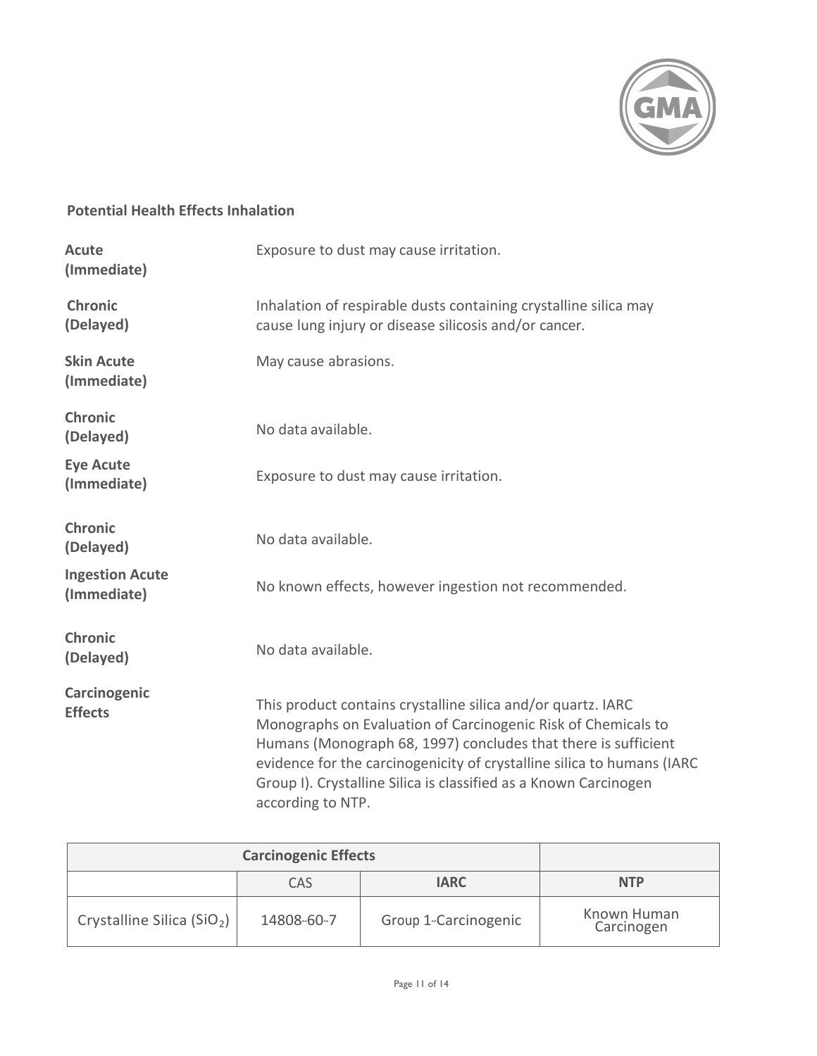**Potential Health Effects Inhalation**

**Acute (Immediate)**
Exposure to dust may cause irritation.

**Chronic (Delayed)**
Inhalation of respirable dusts containing crystalline silica may cause lung injury or disease silicosis and/or cancer.

**Skin Acute (Immediate)**
May cause abrasions.

**Chronic (Delayed)**
No data available.

**Eye Acute (Immediate)**
Exposure to dust may cause irritation.

**Chronic (Delayed)**
No data available.

**Ingestion Acute (Immediate)**
No known effects, however ingestion not recommended.

**Chronic (Delayed)**
No data available.

**Carcinogenic Effects**
This product contains crystalline silica and/or quartz. IARC Monographs on Evaluation of Carcinogenic Risk of Chemicals to Humans (Monograph 68, 1997) concludes that there is sufficient evidence for the carcinogenicity of crystalline silica to humans (IARC Group I). Crystalline Silica is classified as a Known Carcinogen according to NTP.

| Carcinogenic Effects | | | |
| --- | --- | --- | --- |
| | CAS | **IARC** | **NTP** |
| Crystalline Silica ($SiO_2$) | 14808-60-7 | Group 1-Carcinogenic | Known Human Carcinogen |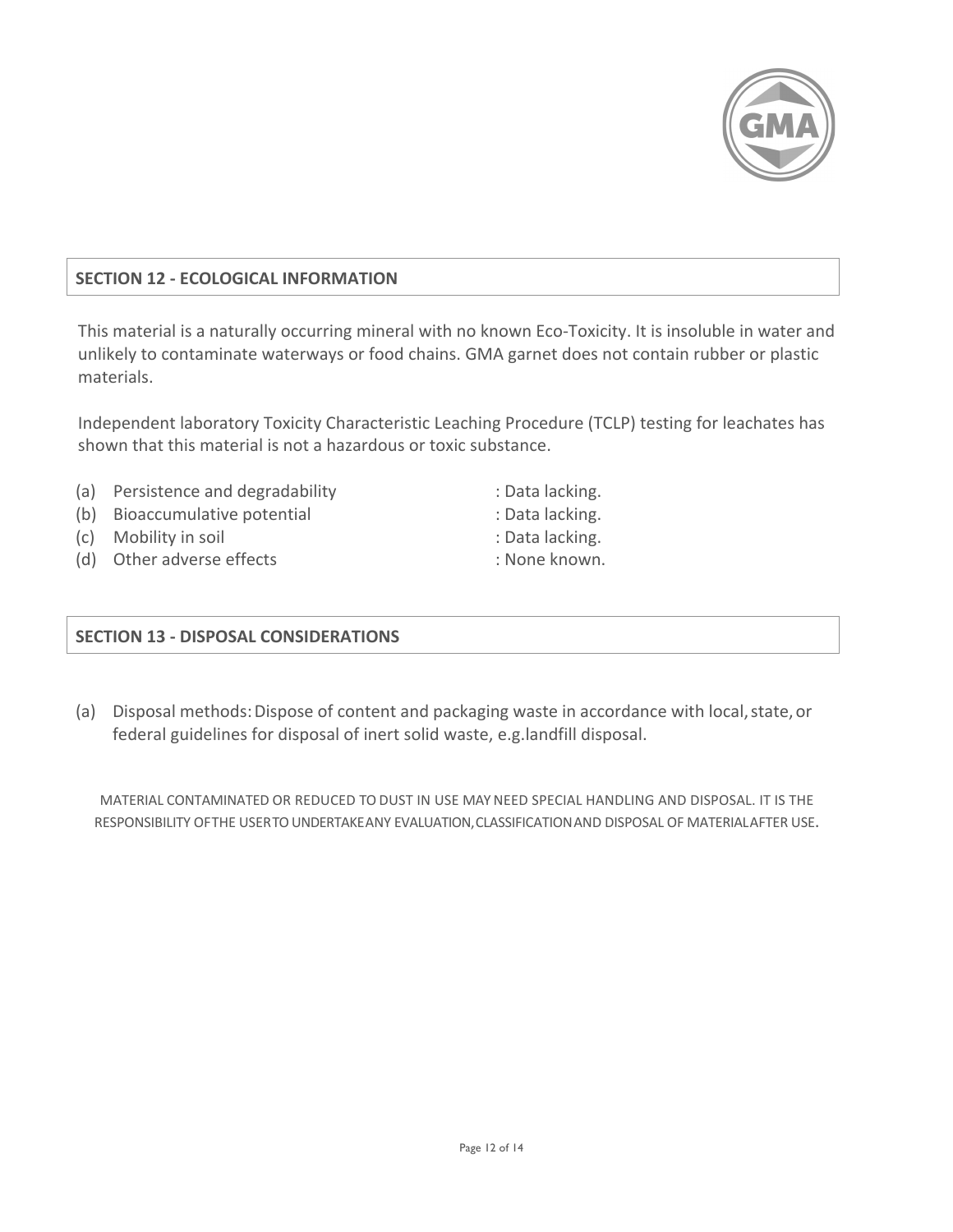## SECTION 12 - ECOLOGICAL INFORMATION

This material is a naturally occurring mineral with no known Eco-Toxicity. It is insoluble in water and unlikely to contaminate waterways or food chains. GMA garnet does not contain rubber or plastic materials.

Independent laboratory Toxicity Characteristic Leaching Procedure (TCLP) testing for leachates has shown that this material is not a hazardous or toxic substance.

(a) Persistence and degradability : Data lacking.
(b) Bioaccumulative potential : Data lacking.
(c) Mobility in soil : Data lacking.
(d) Other adverse effects : None known.

## SECTION 13 - DISPOSAL CONSIDERATIONS

(a) Disposal methods: Dispose of content and packaging waste in accordance with local, state, or federal guidelines for disposal of inert solid waste, e.g.landfill disposal.

MATERIAL CONTAMINATED OR REDUCED TO DUST IN USE MAY NEED SPECIAL HANDLING AND DISPOSAL. IT IS THE RESPONSIBILITY OF THE USER TO UNDERTAKE ANY EVALUATION, CLASSIFICATION AND DISPOSAL OF MATERIAL AFTER USE.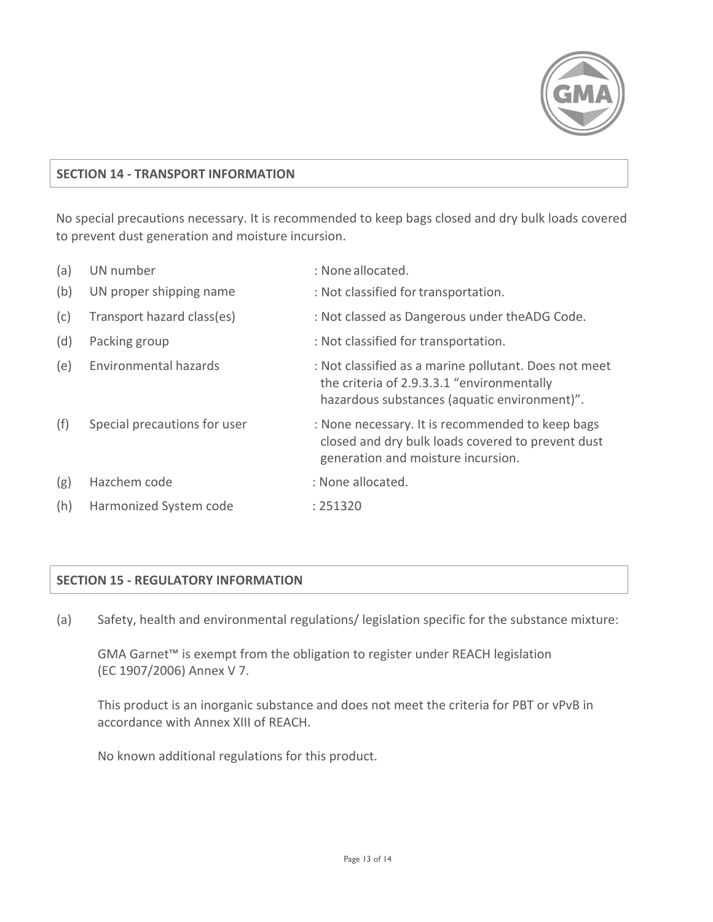## SECTION 14 - TRANSPORT INFORMATION

No special precautions necessary. It is recommended to keep bags closed and dry bulk loads covered to prevent dust generation and moisture incursion.

| | | |
|---|---|---|
| (a) | UN number | : None allocated. |
| (b) | UN proper shipping name | : Not classified for transportation. |
| (c) | Transport hazard class(es) | : Not classed as Dangerous under theADG Code. |
| (d) | Packing group | : Not classified for transportation. |
| (e) | Environmental hazards | : Not classified as a marine pollutant. Does not meet the criteria of 2.9.3.3.1 "environmentally hazardous substances (aquatic environment)". |
| (f) | Special precautions for user | : None necessary. It is recommended to keep bags closed and dry bulk loads covered to prevent dust generation and moisture incursion. |
| (g) | Hazchem code | : None allocated. |
| (h) | Harmonized System code | : 251320 |

## SECTION 15 - REGULATORY INFORMATION

(a) Safety, health and environmental regulations/ legislation specific for the substance mixture:

GMA Garnet™ is exempt from the obligation to register under REACH legislation (EC 1907/2006) Annex V 7.

This product is an inorganic substance and does not meet the criteria for PBT or vPvB in accordance with Annex XIII of REACH.

No known additional regulations for this product.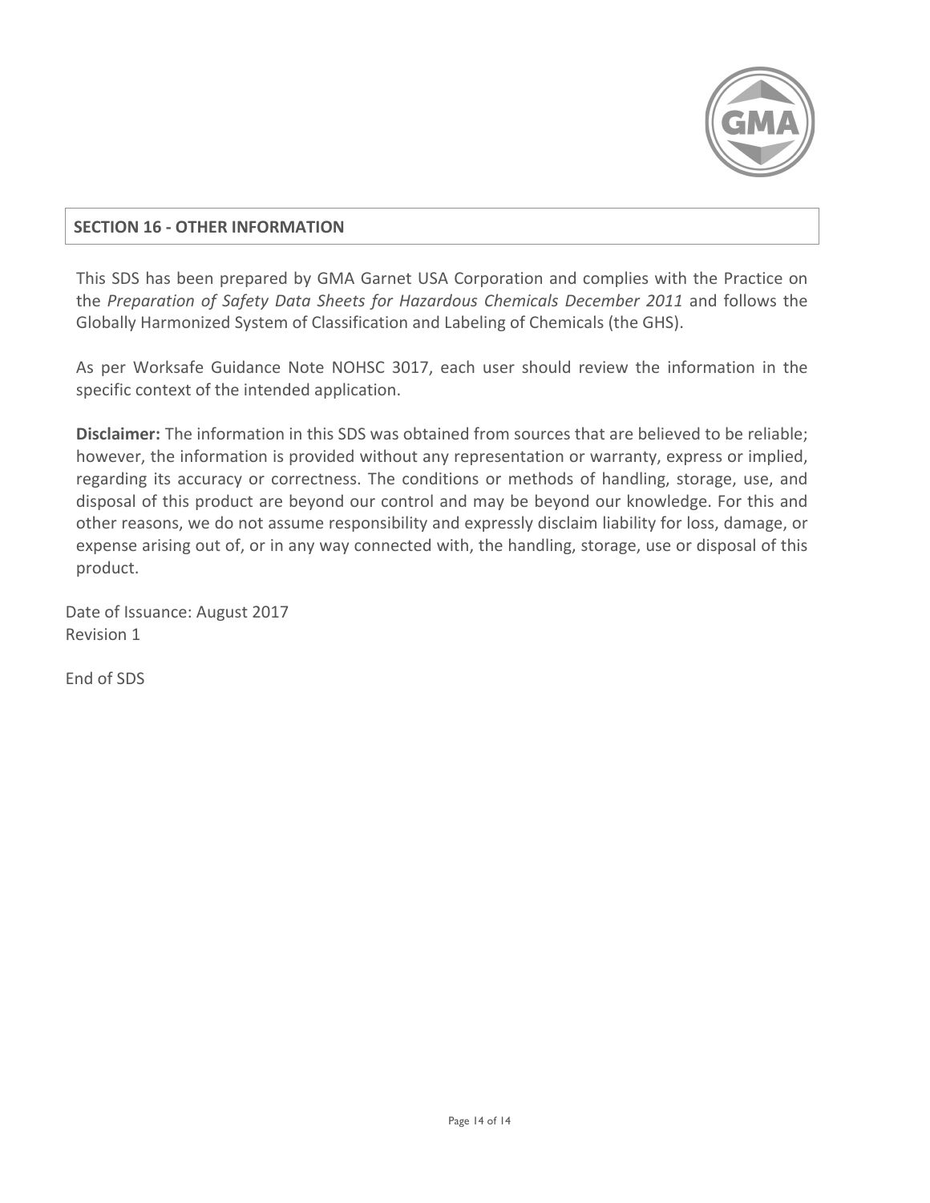## SECTION 16 - OTHER INFORMATION

This SDS has been prepared by GMA Garnet USA Corporation and complies with the Practice on the *Preparation of Safety Data Sheets for Hazardous Chemicals December 2011* and follows the Globally Harmonized System of Classification and Labeling of Chemicals (the GHS).

As per Worksafe Guidance Note NOHSC 3017, each user should review the information in the specific context of the intended application.

**Disclaimer:** The information in this SDS was obtained from sources that are believed to be reliable; however, the information is provided without any representation or warranty, express or implied, regarding its accuracy or correctness. The conditions or methods of handling, storage, use, and disposal of this product are beyond our control and may be beyond our knowledge. For this and other reasons, we do not assume responsibility and expressly disclaim liability for loss, damage, or expense arising out of, or in any way connected with, the handling, storage, use or disposal of this product.

Date of Issuance: August 2017
Revision 1

End of SDS